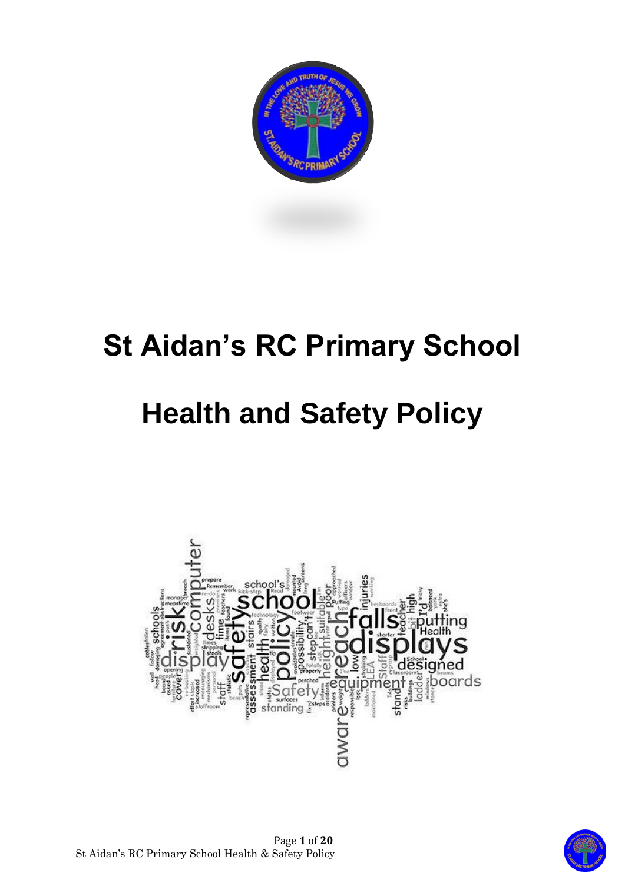# St Aidan's RC Primary School

# Health and Safety Policy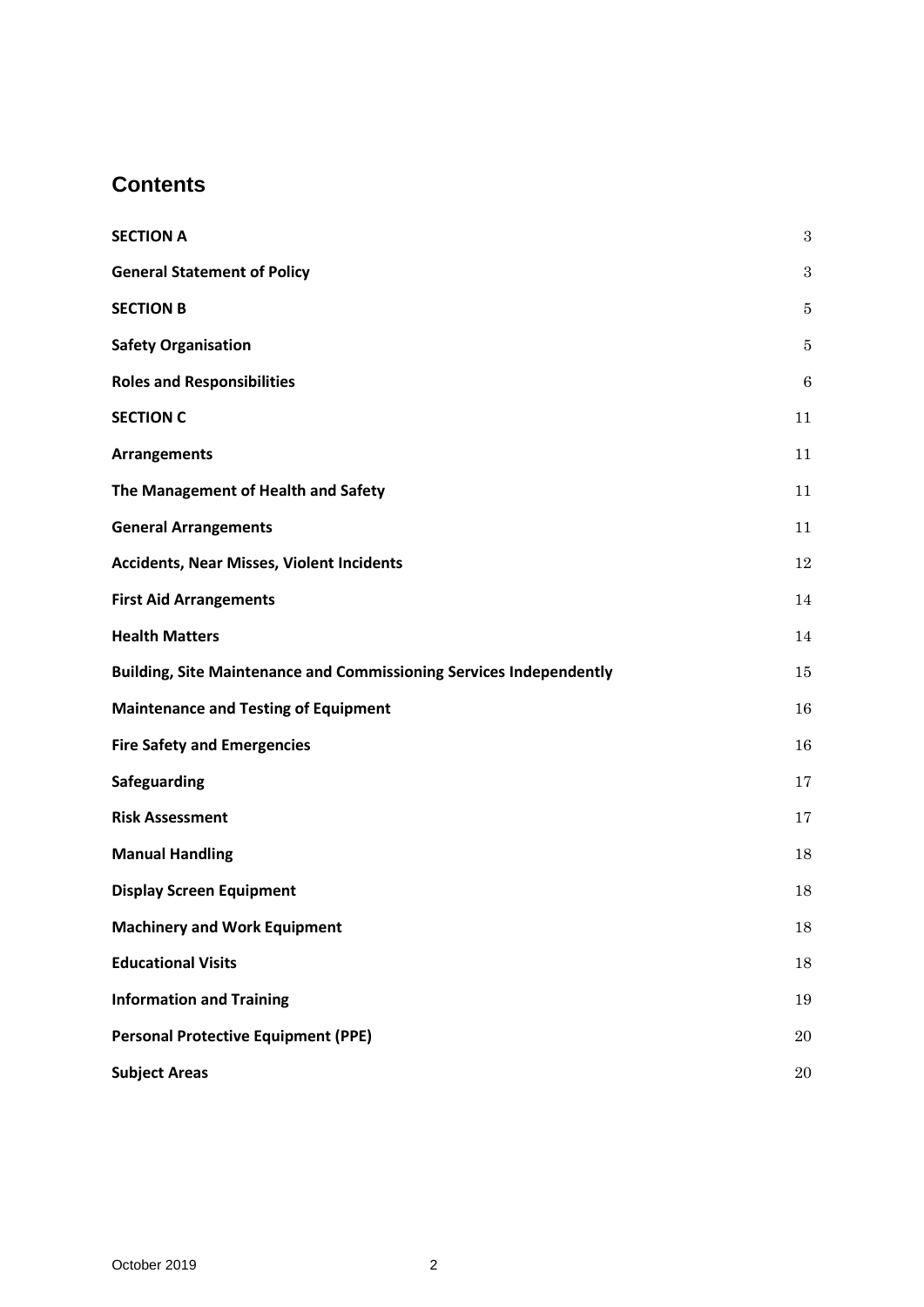# Contents

| | |
|---|---|
| **SECTION A** | 3 |
| **General Statement of Policy** | 3 |
| **SECTION B** | 5 |
| **Safety Organisation** | 5 |
| **Roles and Responsibilities** | 6 |
| **SECTION C** | 11 |
| **Arrangements** | 11 |
| **The Management of Health and Safety** | 11 |
| **General Arrangements** | 11 |
| **Accidents, Near Misses, Violent Incidents** | 12 |
| **First Aid Arrangements** | 14 |
| **Health Matters** | 14 |
| **Building, Site Maintenance and Commissioning Services Independently** | 15 |
| **Maintenance and Testing of Equipment** | 16 |
| **Fire Safety and Emergencies** | 16 |
| **Safeguarding** | 17 |
| **Risk Assessment** | 17 |
| **Manual Handling** | 18 |
| **Display Screen Equipment** | 18 |
| **Machinery and Work Equipment** | 18 |
| **Educational Visits** | 18 |
| **Information and Training** | 19 |
| **Personal Protective Equipment (PPE)** | 20 |
| **Subject Areas** | 20 |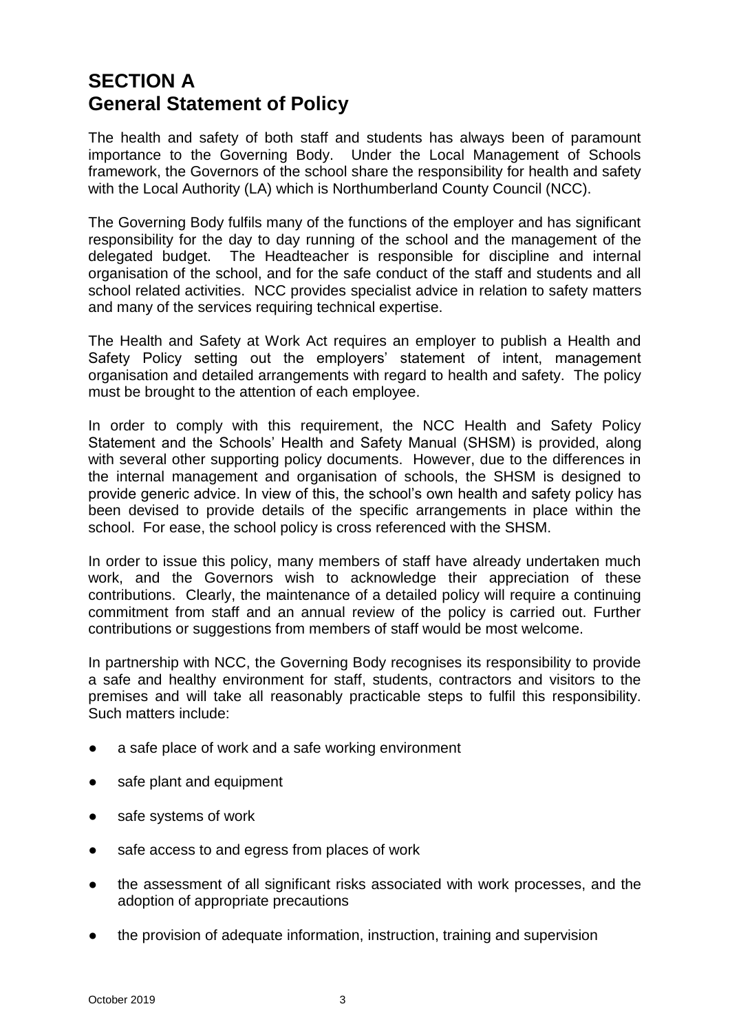# SECTION A
# General Statement of Policy

The health and safety of both staff and students has always been of paramount importance to the Governing Body. Under the Local Management of Schools framework, the Governors of the school share the responsibility for health and safety with the Local Authority (LA) which is Northumberland County Council (NCC).

The Governing Body fulfils many of the functions of the employer and has significant responsibility for the day to day running of the school and the management of the delegated budget. The Headteacher is responsible for discipline and internal organisation of the school, and for the safe conduct of the staff and students and all school related activities. NCC provides specialist advice in relation to safety matters and many of the services requiring technical expertise.

The Health and Safety at Work Act requires an employer to publish a Health and Safety Policy setting out the employers' statement of intent, management organisation and detailed arrangements with regard to health and safety. The policy must be brought to the attention of each employee.

In order to comply with this requirement, the NCC Health and Safety Policy Statement and the Schools' Health and Safety Manual (SHSM) is provided, along with several other supporting policy documents. However, due to the differences in the internal management and organisation of schools, the SHSM is designed to provide generic advice. In view of this, the school's own health and safety policy has been devised to provide details of the specific arrangements in place within the school. For ease, the school policy is cross referenced with the SHSM.

In order to issue this policy, many members of staff have already undertaken much work, and the Governors wish to acknowledge their appreciation of these contributions. Clearly, the maintenance of a detailed policy will require a continuing commitment from staff and an annual review of the policy is carried out. Further contributions or suggestions from members of staff would be most welcome.

In partnership with NCC, the Governing Body recognises its responsibility to provide a safe and healthy environment for staff, students, contractors and visitors to the premises and will take all reasonably practicable steps to fulfil this responsibility. Such matters include:

- a safe place of work and a safe working environment
- safe plant and equipment
- safe systems of work
- safe access to and egress from places of work
- the assessment of all significant risks associated with work processes, and the adoption of appropriate precautions
- the provision of adequate information, instruction, training and supervision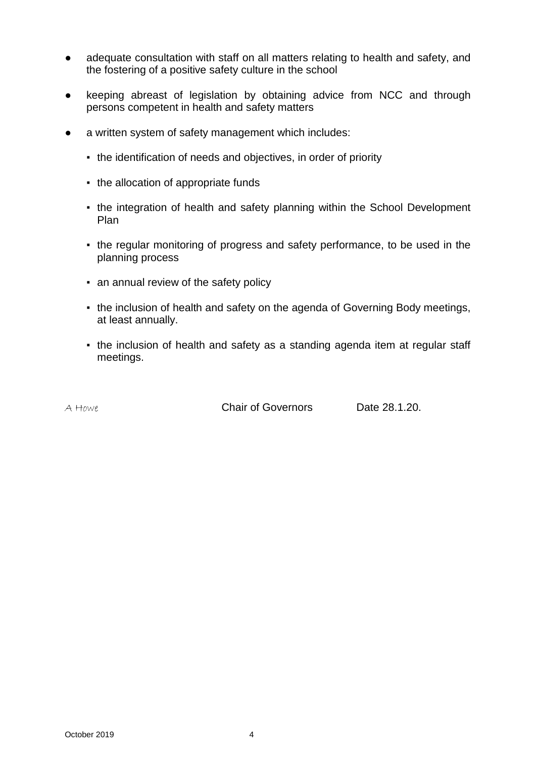- adequate consultation with staff on all matters relating to health and safety, and the fostering of a positive safety culture in the school
- keeping abreast of legislation by obtaining advice from NCC and through persons competent in health and safety matters
- a written system of safety management which includes:
  - the identification of needs and objectives, in order of priority
  - the allocation of appropriate funds
  - the integration of health and safety planning within the School Development Plan
  - the regular monitoring of progress and safety performance, to be used in the planning process
  - an annual review of the safety policy
  - the inclusion of health and safety on the agenda of Governing Body meetings, at least annually.
  - the inclusion of health and safety as a standing agenda item at regular staff meetings.

A Howe Chair of Governors Date 28.1.20.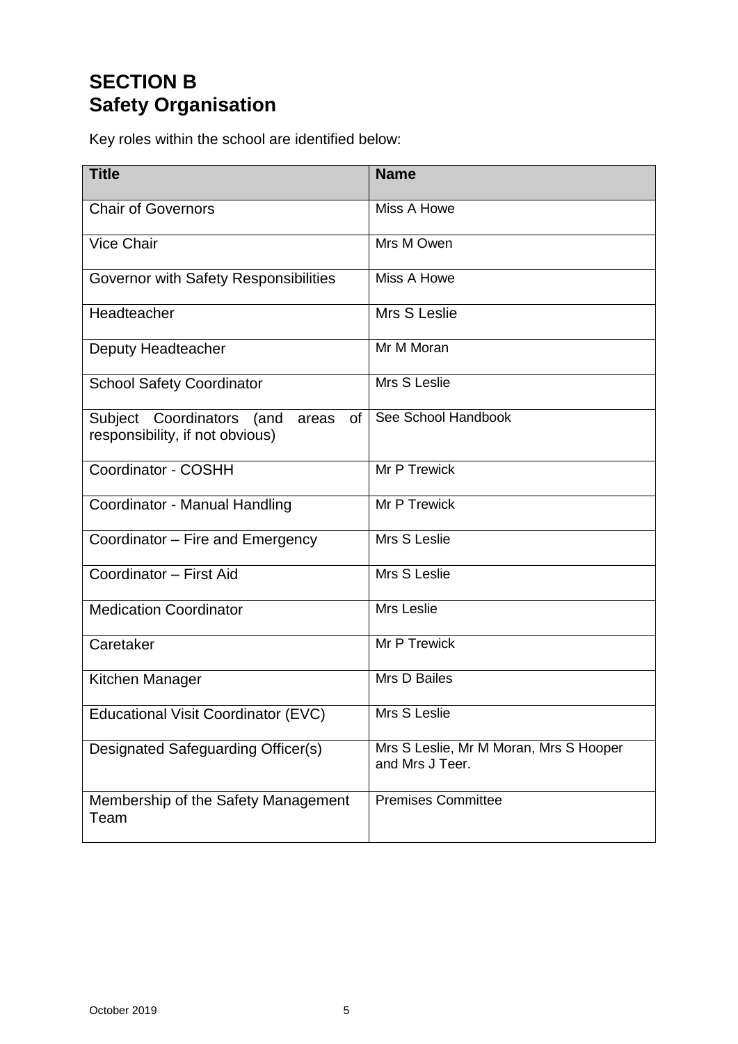# SECTION B
# Safety Organisation

Key roles within the school are identified below:

| Title | Name |
|---|---|
| Chair of Governors | Miss A Howe |
| Vice Chair | Mrs M Owen |
| Governor with Safety Responsibilities | Miss A Howe |
| Headteacher | Mrs S Leslie |
| Deputy Headteacher | Mr M Moran |
| School Safety Coordinator | Mrs S Leslie |
| Subject Coordinators (and areas of responsibility, if not obvious) | See School Handbook |
| Coordinator - COSHH | Mr P Trewick |
| Coordinator - Manual Handling | Mr P Trewick |
| Coordinator – Fire and Emergency | Mrs S Leslie |
| Coordinator – First Aid | Mrs S Leslie |
| Medication Coordinator | Mrs Leslie |
| Caretaker | Mr P Trewick |
| Kitchen Manager | Mrs D Bailes |
| Educational Visit Coordinator (EVC) | Mrs S Leslie |
| Designated Safeguarding Officer(s) | Mrs S Leslie, Mr M Moran, Mrs S Hooper and Mrs J Teer. |
| Membership of the Safety Management Team | Premises Committee |

October 2019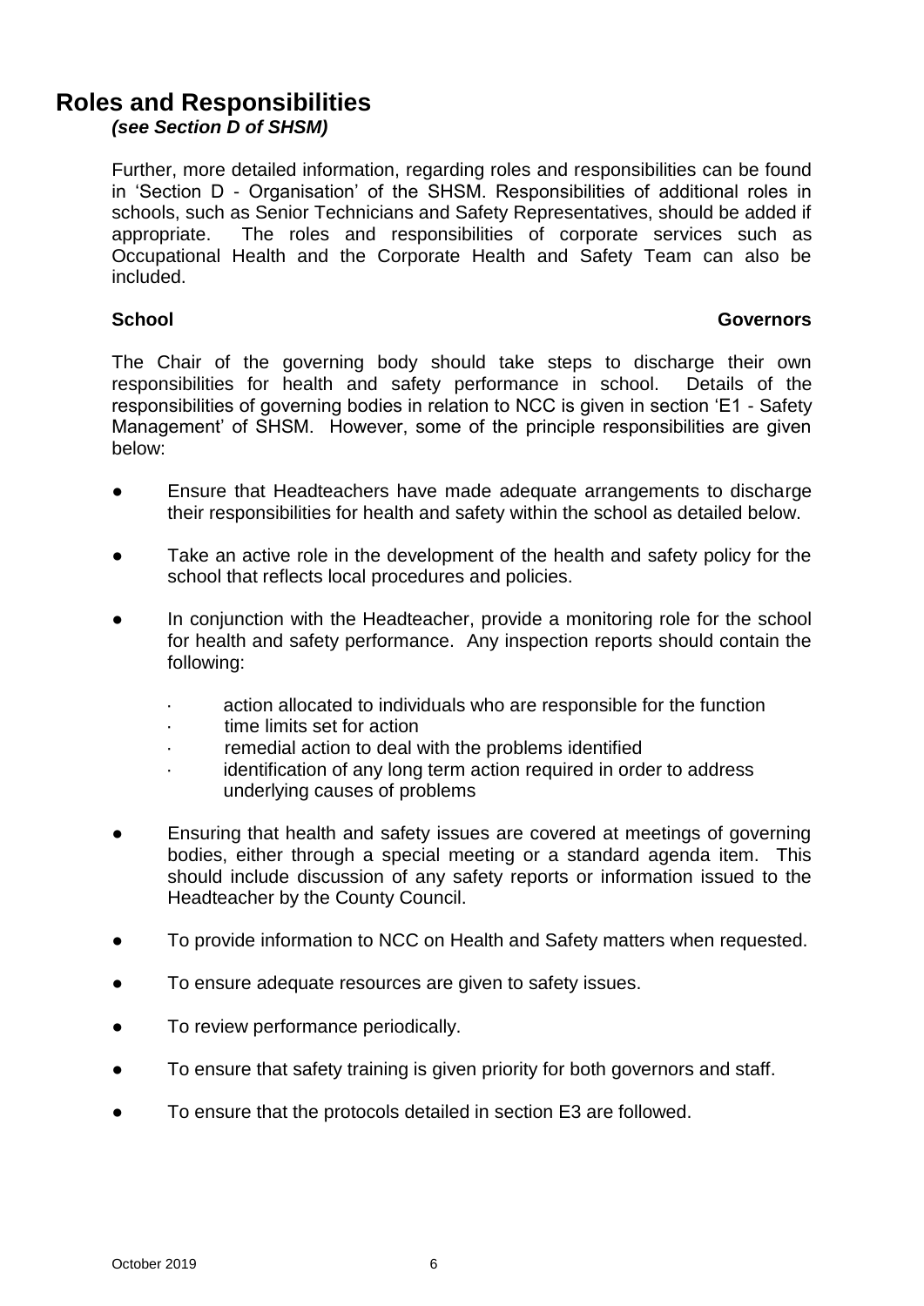## Roles and Responsibilities

***(see Section D of SHSM)***

Further, more detailed information, regarding roles and responsibilities can be found in 'Section D - Organisation' of the SHSM. Responsibilities of additional roles in schools, such as Senior Technicians and Safety Representatives, should be added if appropriate. The roles and responsibilities of corporate services such as Occupational Health and the Corporate Health and Safety Team can also be included.

### School Governors

The Chair of the governing body should take steps to discharge their own responsibilities for health and safety performance in school. Details of the responsibilities of governing bodies in relation to NCC is given in section 'E1 - Safety Management' of SHSM. However, some of the principle responsibilities are given below:

- Ensure that Headteachers have made adequate arrangements to discharge their responsibilities for health and safety within the school as detailed below.
- Take an active role in the development of the health and safety policy for the school that reflects local procedures and policies.
- In conjunction with the Headteacher, provide a monitoring role for the school for health and safety performance. Any inspection reports should contain the following:
    - action allocated to individuals who are responsible for the function
    - time limits set for action
    - remedial action to deal with the problems identified
    - identification of any long term action required in order to address underlying causes of problems
- Ensuring that health and safety issues are covered at meetings of governing bodies, either through a special meeting or a standard agenda item. This should include discussion of any safety reports or information issued to the Headteacher by the County Council.
- To provide information to NCC on Health and Safety matters when requested.
- To ensure adequate resources are given to safety issues.
- To review performance periodically.
- To ensure that safety training is given priority for both governors and staff.
- To ensure that the protocols detailed in section E3 are followed.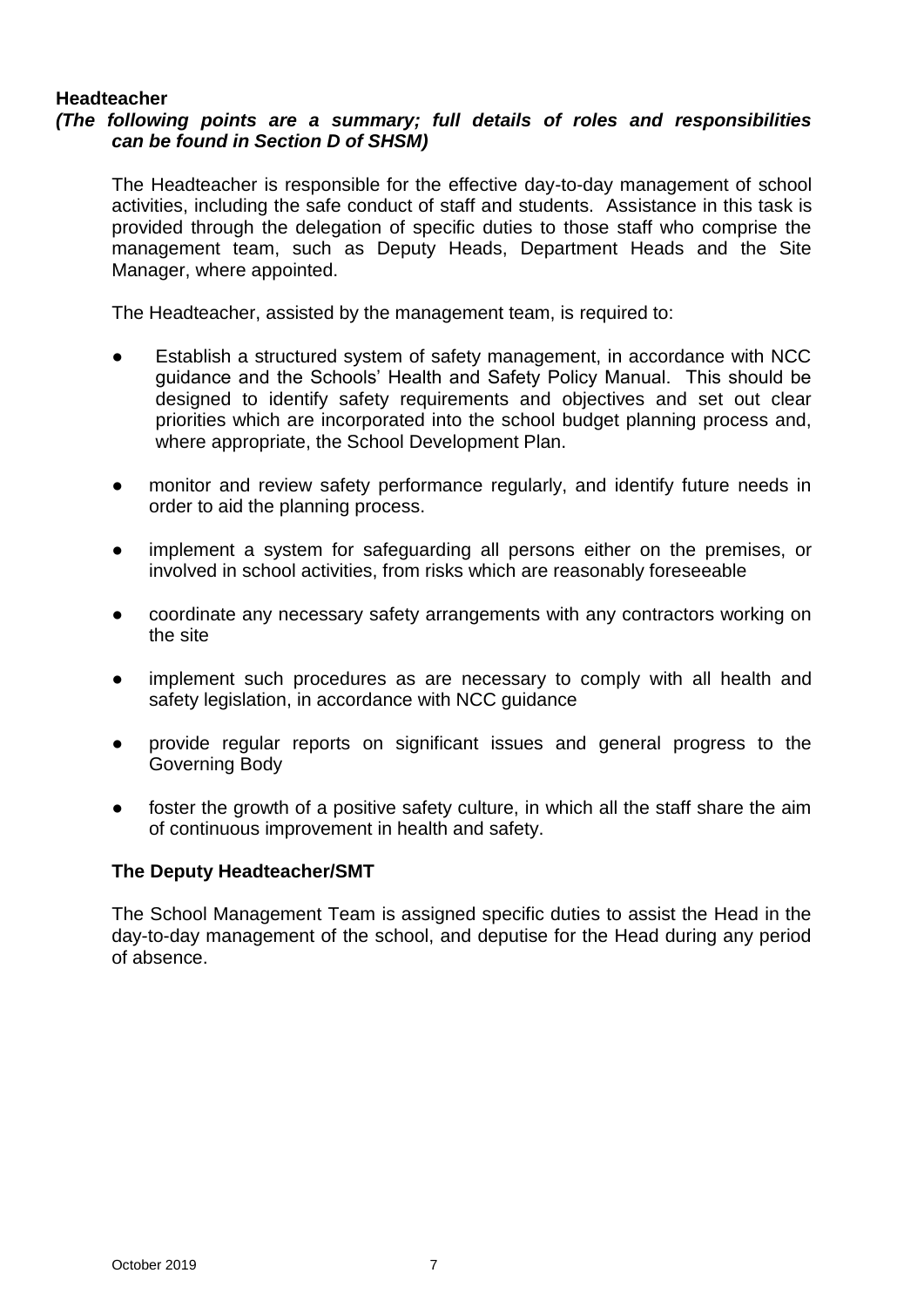**Headteacher**

***(The following points are a summary; full details of roles and responsibilities can be found in Section D of SHSM)***

The Headteacher is responsible for the effective day-to-day management of school activities, including the safe conduct of staff and students. Assistance in this task is provided through the delegation of specific duties to those staff who comprise the management team, such as Deputy Heads, Department Heads and the Site Manager, where appointed.

The Headteacher, assisted by the management team, is required to:

- Establish a structured system of safety management, in accordance with NCC guidance and the Schools' Health and Safety Policy Manual. This should be designed to identify safety requirements and objectives and set out clear priorities which are incorporated into the school budget planning process and, where appropriate, the School Development Plan.
- monitor and review safety performance regularly, and identify future needs in order to aid the planning process.
- implement a system for safeguarding all persons either on the premises, or involved in school activities, from risks which are reasonably foreseeable
- coordinate any necessary safety arrangements with any contractors working on the site
- implement such procedures as are necessary to comply with all health and safety legislation, in accordance with NCC guidance
- provide regular reports on significant issues and general progress to the Governing Body
- foster the growth of a positive safety culture, in which all the staff share the aim of continuous improvement in health and safety.

**The Deputy Headteacher/SMT**

The School Management Team is assigned specific duties to assist the Head in the day-to-day management of the school, and deputise for the Head during any period of absence.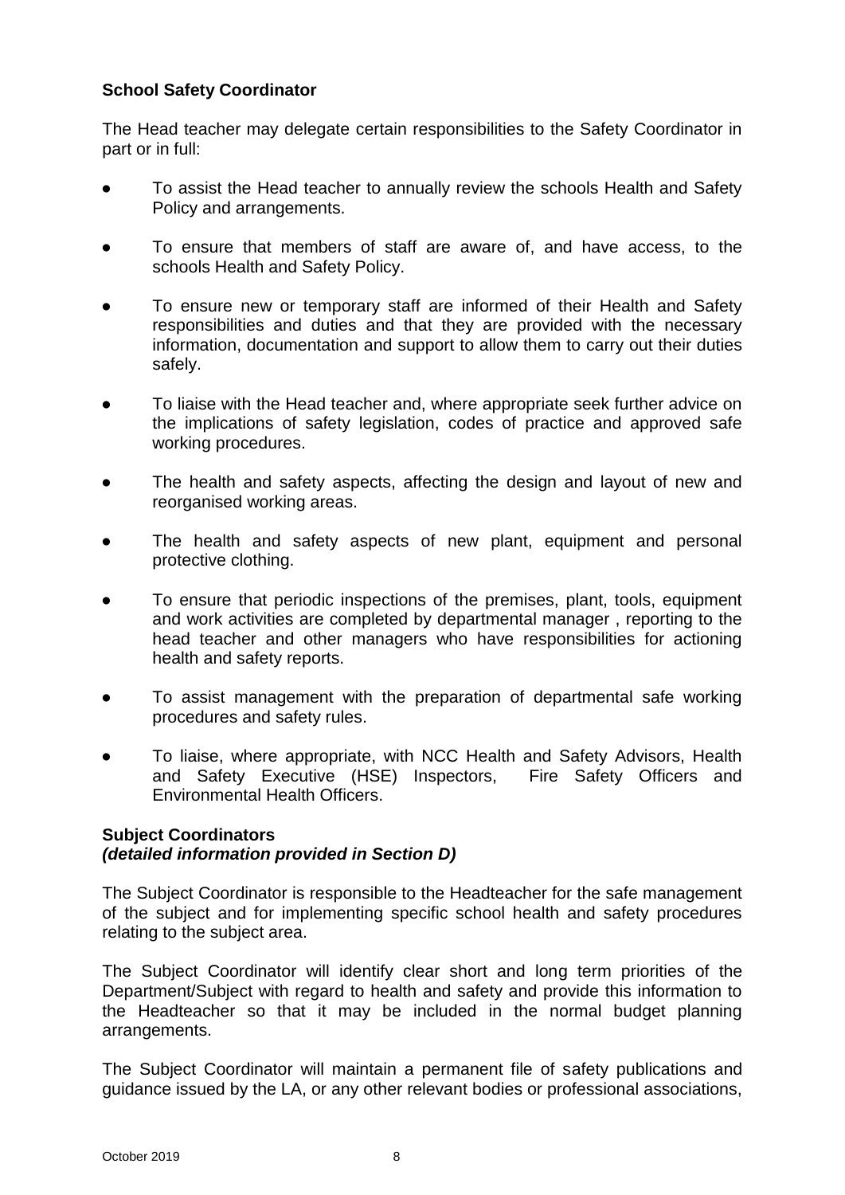**School Safety Coordinator**

The Head teacher may delegate certain responsibilities to the Safety Coordinator in part or in full:

- To assist the Head teacher to annually review the schools Health and Safety Policy and arrangements.
- To ensure that members of staff are aware of, and have access, to the schools Health and Safety Policy.
- To ensure new or temporary staff are informed of their Health and Safety responsibilities and duties and that they are provided with the necessary information, documentation and support to allow them to carry out their duties safely.
- To liaise with the Head teacher and, where appropriate seek further advice on the implications of safety legislation, codes of practice and approved safe working procedures.
- The health and safety aspects, affecting the design and layout of new and reorganised working areas.
- The health and safety aspects of new plant, equipment and personal protective clothing.
- To ensure that periodic inspections of the premises, plant, tools, equipment and work activities are completed by departmental manager , reporting to the head teacher and other managers who have responsibilities for actioning health and safety reports.
- To assist management with the preparation of departmental safe working procedures and safety rules.
- To liaise, where appropriate, with NCC Health and Safety Advisors, Health and Safety Executive (HSE) Inspectors, Fire Safety Officers and Environmental Health Officers.

**Subject Coordinators**
***(detailed information provided in Section D)***

The Subject Coordinator is responsible to the Headteacher for the safe management of the subject and for implementing specific school health and safety procedures relating to the subject area.

The Subject Coordinator will identify clear short and long term priorities of the Department/Subject with regard to health and safety and provide this information to the Headteacher so that it may be included in the normal budget planning arrangements.

The Subject Coordinator will maintain a permanent file of safety publications and guidance issued by the LA, or any other relevant bodies or professional associations,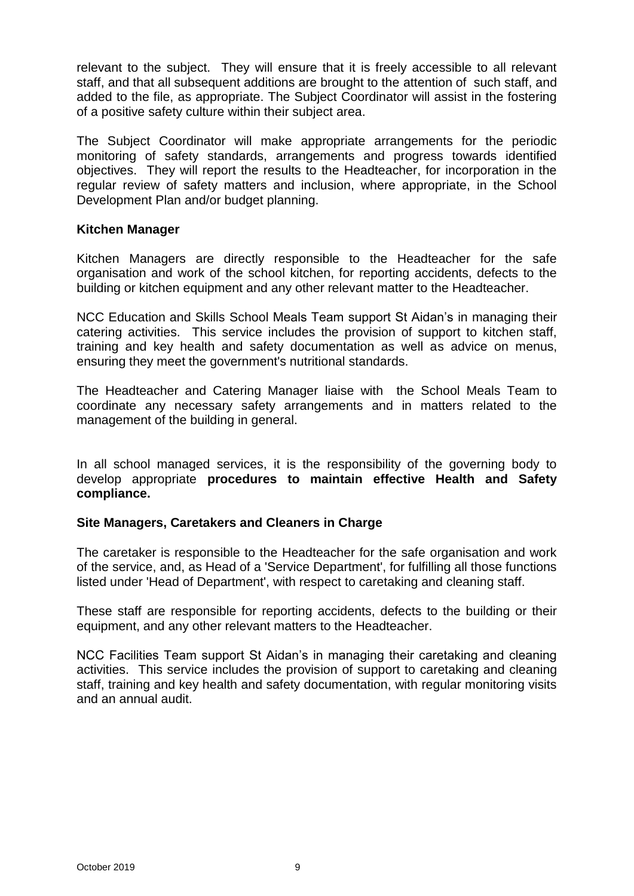relevant to the subject. They will ensure that it is freely accessible to all relevant staff, and that all subsequent additions are brought to the attention of such staff, and added to the file, as appropriate. The Subject Coordinator will assist in the fostering of a positive safety culture within their subject area.

The Subject Coordinator will make appropriate arrangements for the periodic monitoring of safety standards, arrangements and progress towards identified objectives. They will report the results to the Headteacher, for incorporation in the regular review of safety matters and inclusion, where appropriate, in the School Development Plan and/or budget planning.

**Kitchen Manager**

Kitchen Managers are directly responsible to the Headteacher for the safe organisation and work of the school kitchen, for reporting accidents, defects to the building or kitchen equipment and any other relevant matter to the Headteacher.

NCC Education and Skills School Meals Team support St Aidan's in managing their catering activities. This service includes the provision of support to kitchen staff, training and key health and safety documentation as well as advice on menus, ensuring they meet the government's nutritional standards.

The Headteacher and Catering Manager liaise with the School Meals Team to coordinate any necessary safety arrangements and in matters related to the management of the building in general.

In all school managed services, it is the responsibility of the governing body to develop appropriate **procedures to maintain effective Health and Safety compliance.**

**Site Managers, Caretakers and Cleaners in Charge**

The caretaker is responsible to the Headteacher for the safe organisation and work of the service, and, as Head of a 'Service Department', for fulfilling all those functions listed under 'Head of Department', with respect to caretaking and cleaning staff.

These staff are responsible for reporting accidents, defects to the building or their equipment, and any other relevant matters to the Headteacher.

NCC Facilities Team support St Aidan's in managing their caretaking and cleaning activities. This service includes the provision of support to caretaking and cleaning staff, training and key health and safety documentation, with regular monitoring visits and an annual audit.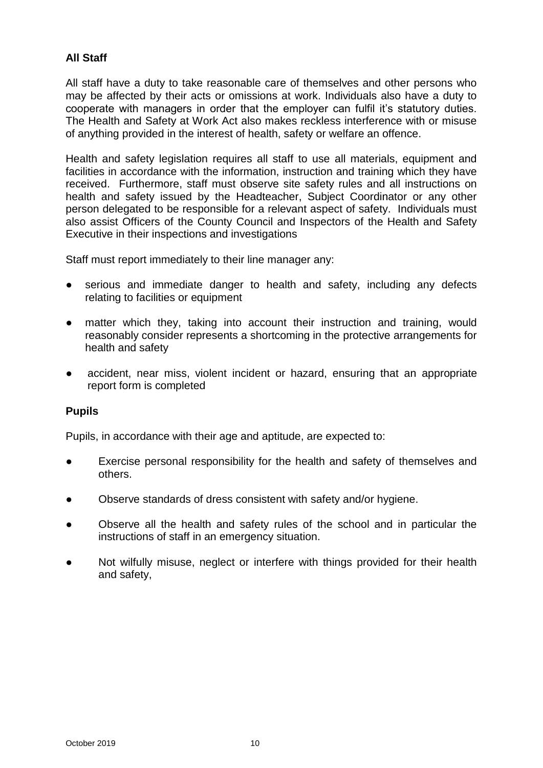## All Staff

All staff have a duty to take reasonable care of themselves and other persons who may be affected by their acts or omissions at work. Individuals also have a duty to cooperate with managers in order that the employer can fulfil it's statutory duties. The Health and Safety at Work Act also makes reckless interference with or misuse of anything provided in the interest of health, safety or welfare an offence.

Health and safety legislation requires all staff to use all materials, equipment and facilities in accordance with the information, instruction and training which they have received. Furthermore, staff must observe site safety rules and all instructions on health and safety issued by the Headteacher, Subject Coordinator or any other person delegated to be responsible for a relevant aspect of safety. Individuals must also assist Officers of the County Council and Inspectors of the Health and Safety Executive in their inspections and investigations

Staff must report immediately to their line manager any:

- serious and immediate danger to health and safety, including any defects relating to facilities or equipment
- matter which they, taking into account their instruction and training, would reasonably consider represents a shortcoming in the protective arrangements for health and safety
- accident, near miss, violent incident or hazard, ensuring that an appropriate report form is completed

## Pupils

Pupils, in accordance with their age and aptitude, are expected to:

- Exercise personal responsibility for the health and safety of themselves and others.
- Observe standards of dress consistent with safety and/or hygiene.
- Observe all the health and safety rules of the school and in particular the instructions of staff in an emergency situation.
- Not wilfully misuse, neglect or interfere with things provided for their health and safety,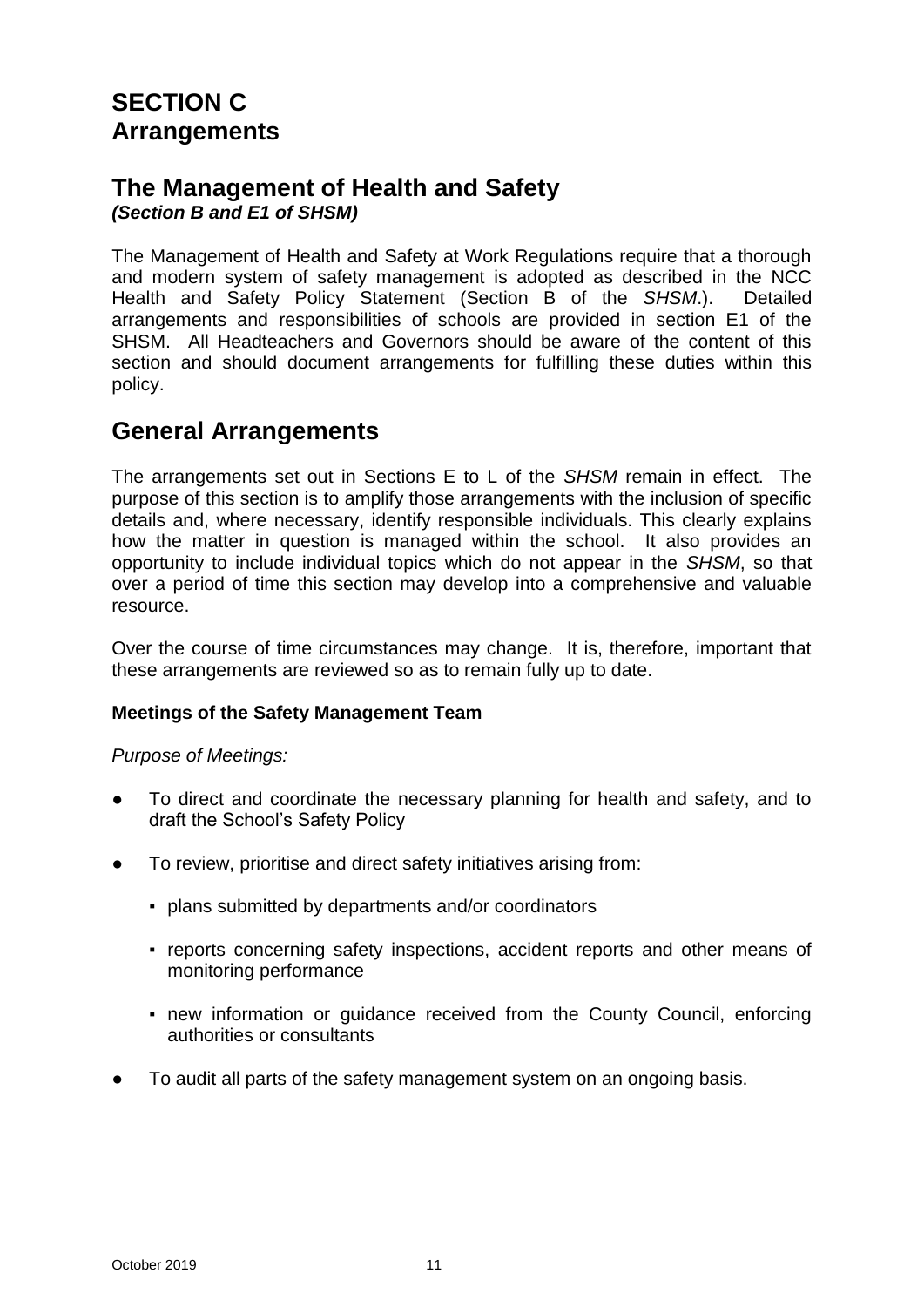# SECTION C
# Arrangements

## The Management of Health and Safety

***(Section B and E1 of SHSM)***

The Management of Health and Safety at Work Regulations require that a thorough and modern system of safety management is adopted as described in the NCC Health and Safety Policy Statement (Section B of the *SHSM*.). Detailed arrangements and responsibilities of schools are provided in section E1 of the SHSM. All Headteachers and Governors should be aware of the content of this section and should document arrangements for fulfilling these duties within this policy.

## General Arrangements

The arrangements set out in Sections E to L of the *SHSM* remain in effect. The purpose of this section is to amplify those arrangements with the inclusion of specific details and, where necessary, identify responsible individuals. This clearly explains how the matter in question is managed within the school. It also provides an opportunity to include individual topics which do not appear in the *SHSM*, so that over a period of time this section may develop into a comprehensive and valuable resource.

Over the course of time circumstances may change. It is, therefore, important that these arrangements are reviewed so as to remain fully up to date.

**Meetings of the Safety Management Team**

*Purpose of Meetings:*

- To direct and coordinate the necessary planning for health and safety, and to draft the School's Safety Policy
- To review, prioritise and direct safety initiatives arising from:
  - plans submitted by departments and/or coordinators
  - reports concerning safety inspections, accident reports and other means of monitoring performance
  - new information or guidance received from the County Council, enforcing authorities or consultants
- To audit all parts of the safety management system on an ongoing basis.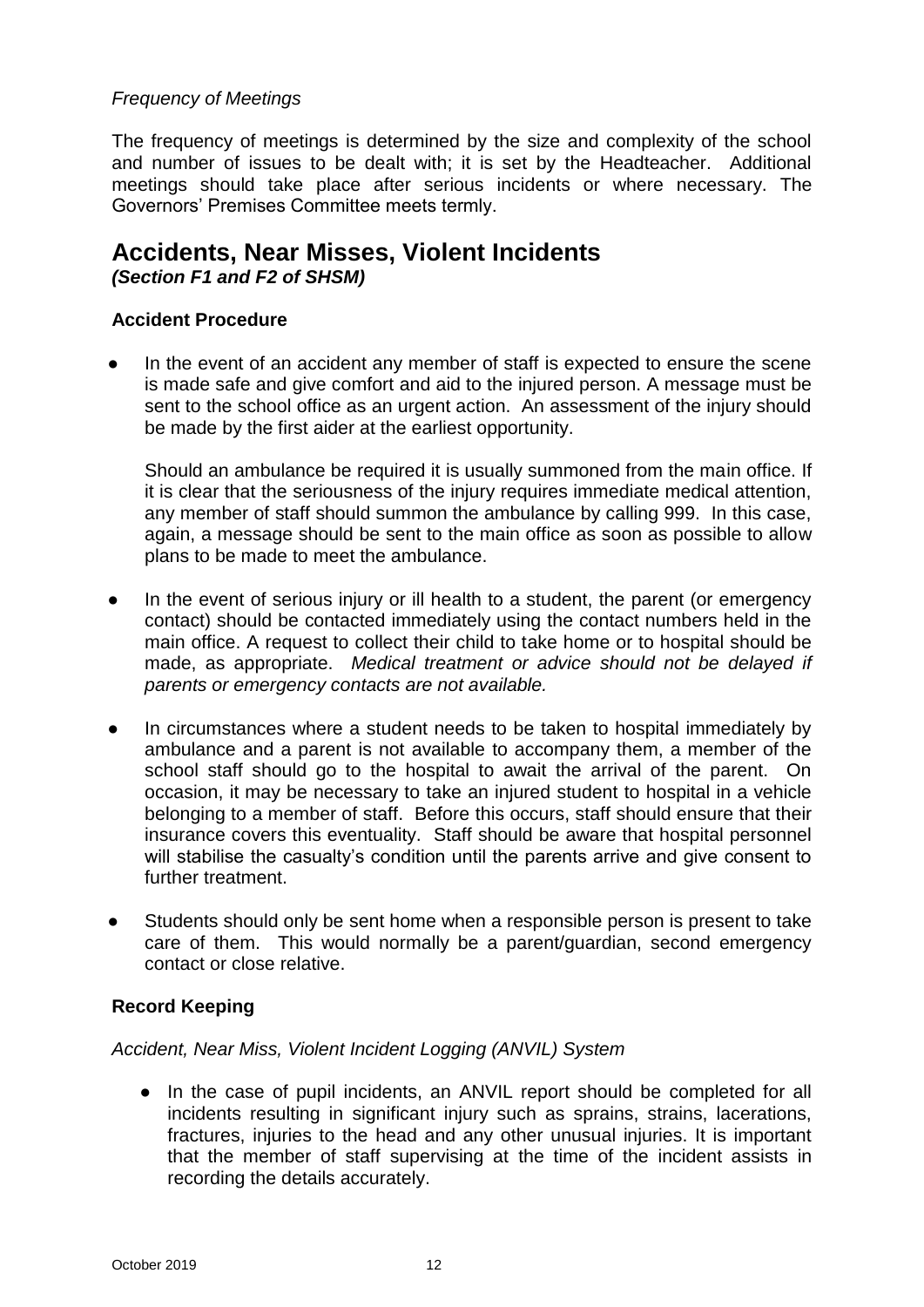*Frequency of Meetings*

The frequency of meetings is determined by the size and complexity of the school and number of issues to be dealt with; it is set by the Headteacher. Additional meetings should take place after serious incidents or where necessary. The Governors' Premises Committee meets termly.

## Accidents, Near Misses, Violent Incidents

***(Section F1 and F2 of SHSM)***

### Accident Procedure

- In the event of an accident any member of staff is expected to ensure the scene is made safe and give comfort and aid to the injured person. A message must be sent to the school office as an urgent action. An assessment of the injury should be made by the first aider at the earliest opportunity.

  Should an ambulance be required it is usually summoned from the main office. If it is clear that the seriousness of the injury requires immediate medical attention, any member of staff should summon the ambulance by calling 999. In this case, again, a message should be sent to the main office as soon as possible to allow plans to be made to meet the ambulance.

- In the event of serious injury or ill health to a student, the parent (or emergency contact) should be contacted immediately using the contact numbers held in the main office. A request to collect their child to take home or to hospital should be made, as appropriate. *Medical treatment or advice should not be delayed if parents or emergency contacts are not available.*

- In circumstances where a student needs to be taken to hospital immediately by ambulance and a parent is not available to accompany them, a member of the school staff should go to the hospital to await the arrival of the parent. On occasion, it may be necessary to take an injured student to hospital in a vehicle belonging to a member of staff. Before this occurs, staff should ensure that their insurance covers this eventuality. Staff should be aware that hospital personnel will stabilise the casualty's condition until the parents arrive and give consent to further treatment.

- Students should only be sent home when a responsible person is present to take care of them. This would normally be a parent/guardian, second emergency contact or close relative.

### Record Keeping

*Accident, Near Miss, Violent Incident Logging (ANVIL) System*

- In the case of pupil incidents, an ANVIL report should be completed for all incidents resulting in significant injury such as sprains, strains, lacerations, fractures, injuries to the head and any other unusual injuries. It is important that the member of staff supervising at the time of the incident assists in recording the details accurately.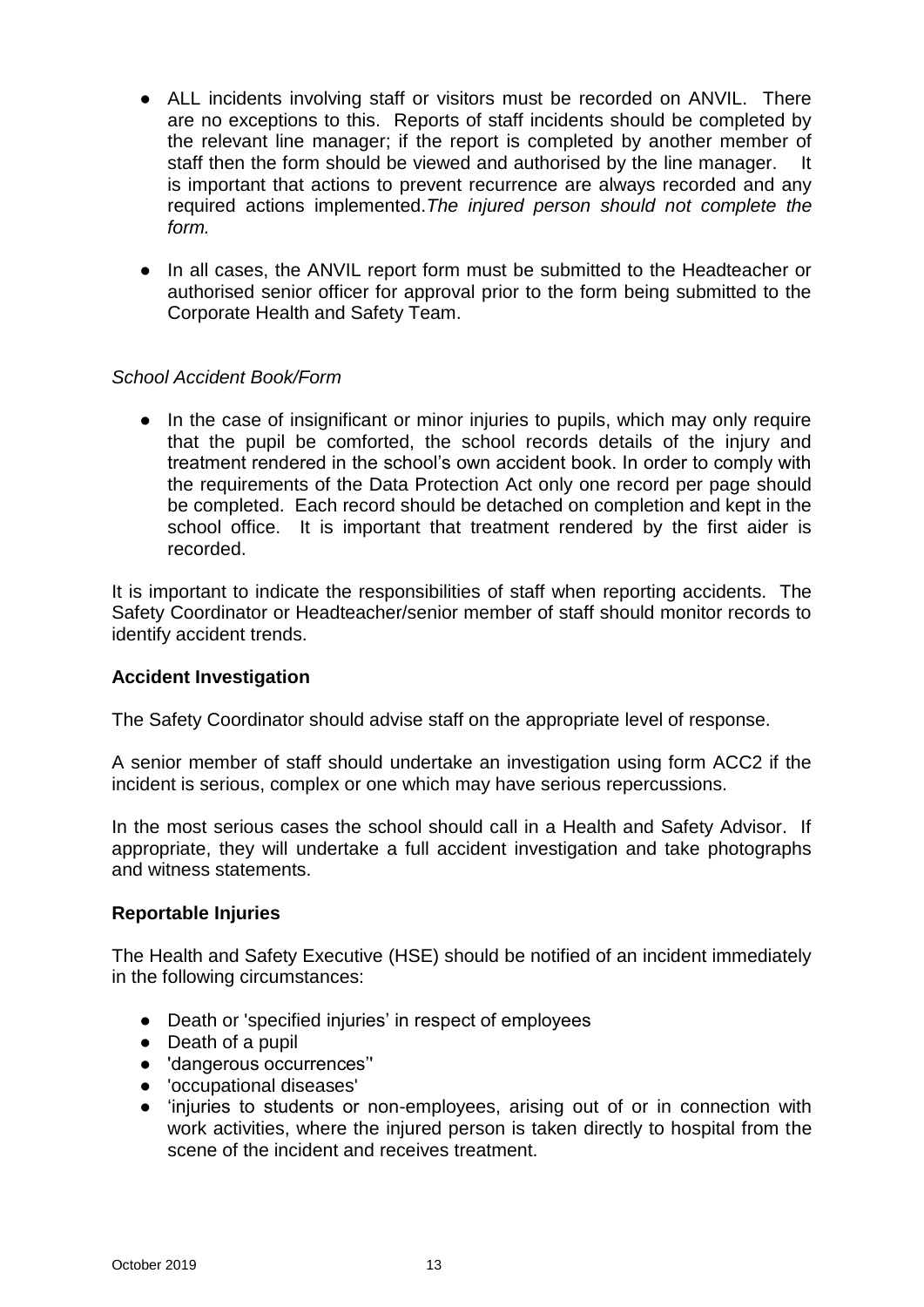- ALL incidents involving staff or visitors must be recorded on ANVIL. There are no exceptions to this. Reports of staff incidents should be completed by the relevant line manager; if the report is completed by another member of staff then the form should be viewed and authorised by the line manager. It is important that actions to prevent recurrence are always recorded and any required actions implemented.*The injured person should not complete the form.*

- In all cases, the ANVIL report form must be submitted to the Headteacher or authorised senior officer for approval prior to the form being submitted to the Corporate Health and Safety Team.

*School Accident Book/Form*

- In the case of insignificant or minor injuries to pupils, which may only require that the pupil be comforted, the school records details of the injury and treatment rendered in the school's own accident book. In order to comply with the requirements of the Data Protection Act only one record per page should be completed. Each record should be detached on completion and kept in the school office. It is important that treatment rendered by the first aider is recorded.

It is important to indicate the responsibilities of staff when reporting accidents. The Safety Coordinator or Headteacher/senior member of staff should monitor records to identify accident trends.

**Accident Investigation**

The Safety Coordinator should advise staff on the appropriate level of response.

A senior member of staff should undertake an investigation using form ACC2 if the incident is serious, complex or one which may have serious repercussions.

In the most serious cases the school should call in a Health and Safety Advisor. If appropriate, they will undertake a full accident investigation and take photographs and witness statements.

**Reportable Injuries**

The Health and Safety Executive (HSE) should be notified of an incident immediately in the following circumstances:

- Death or 'specified injuries' in respect of employees
- Death of a pupil
- 'dangerous occurrences''
- 'occupational diseases'
- 'injuries to students or non-employees, arising out of or in connection with work activities, where the injured person is taken directly to hospital from the scene of the incident and receives treatment.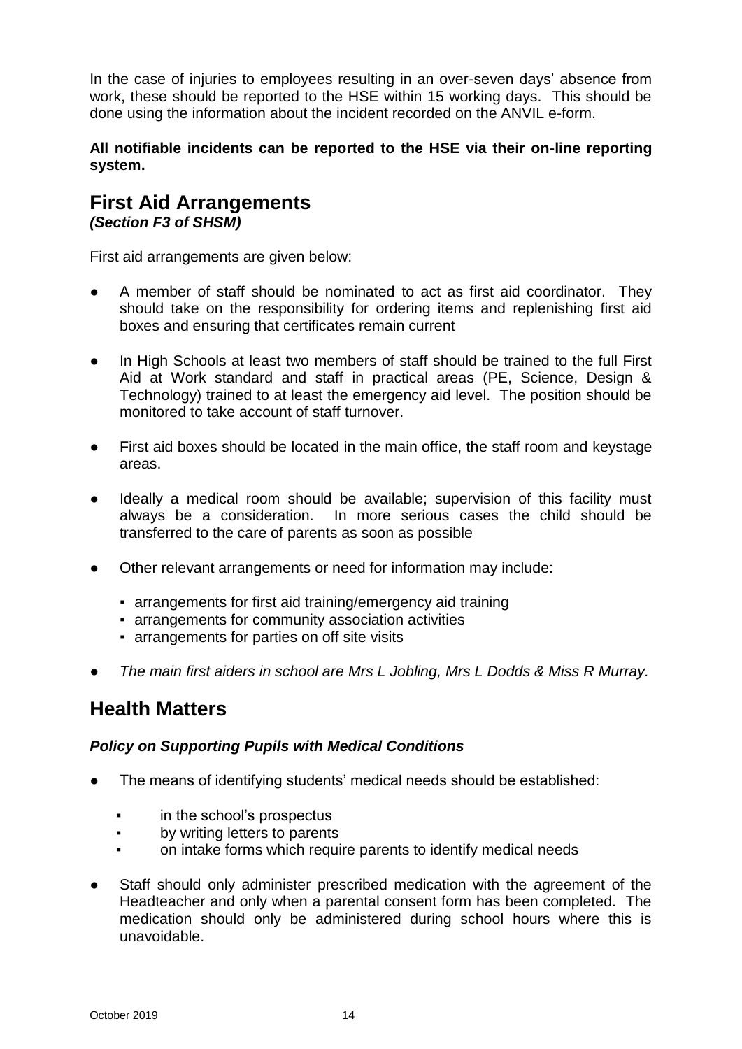In the case of injuries to employees resulting in an over-seven days' absence from work, these should be reported to the HSE within 15 working days. This should be done using the information about the incident recorded on the ANVIL e-form.

**All notifiable incidents can be reported to the HSE via their on-line reporting system.**

## First Aid Arrangements
***(Section F3 of SHSM)***

First aid arrangements are given below:

- A member of staff should be nominated to act as first aid coordinator. They should take on the responsibility for ordering items and replenishing first aid boxes and ensuring that certificates remain current
- In High Schools at least two members of staff should be trained to the full First Aid at Work standard and staff in practical areas (PE, Science, Design & Technology) trained to at least the emergency aid level. The position should be monitored to take account of staff turnover.
- First aid boxes should be located in the main office, the staff room and keystage areas.
- Ideally a medical room should be available; supervision of this facility must always be a consideration. In more serious cases the child should be transferred to the care of parents as soon as possible
- Other relevant arrangements or need for information may include:
  - arrangements for first aid training/emergency aid training
  - arrangements for community association activities
  - arrangements for parties on off site visits
- *The main first aiders in school are Mrs L Jobling, Mrs L Dodds & Miss R Murray.*

## Health Matters

***Policy on Supporting Pupils with Medical Conditions***

- The means of identifying students' medical needs should be established:
  - in the school's prospectus
  - by writing letters to parents
  - on intake forms which require parents to identify medical needs
- Staff should only administer prescribed medication with the agreement of the Headteacher and only when a parental consent form has been completed. The medication should only be administered during school hours where this is unavoidable.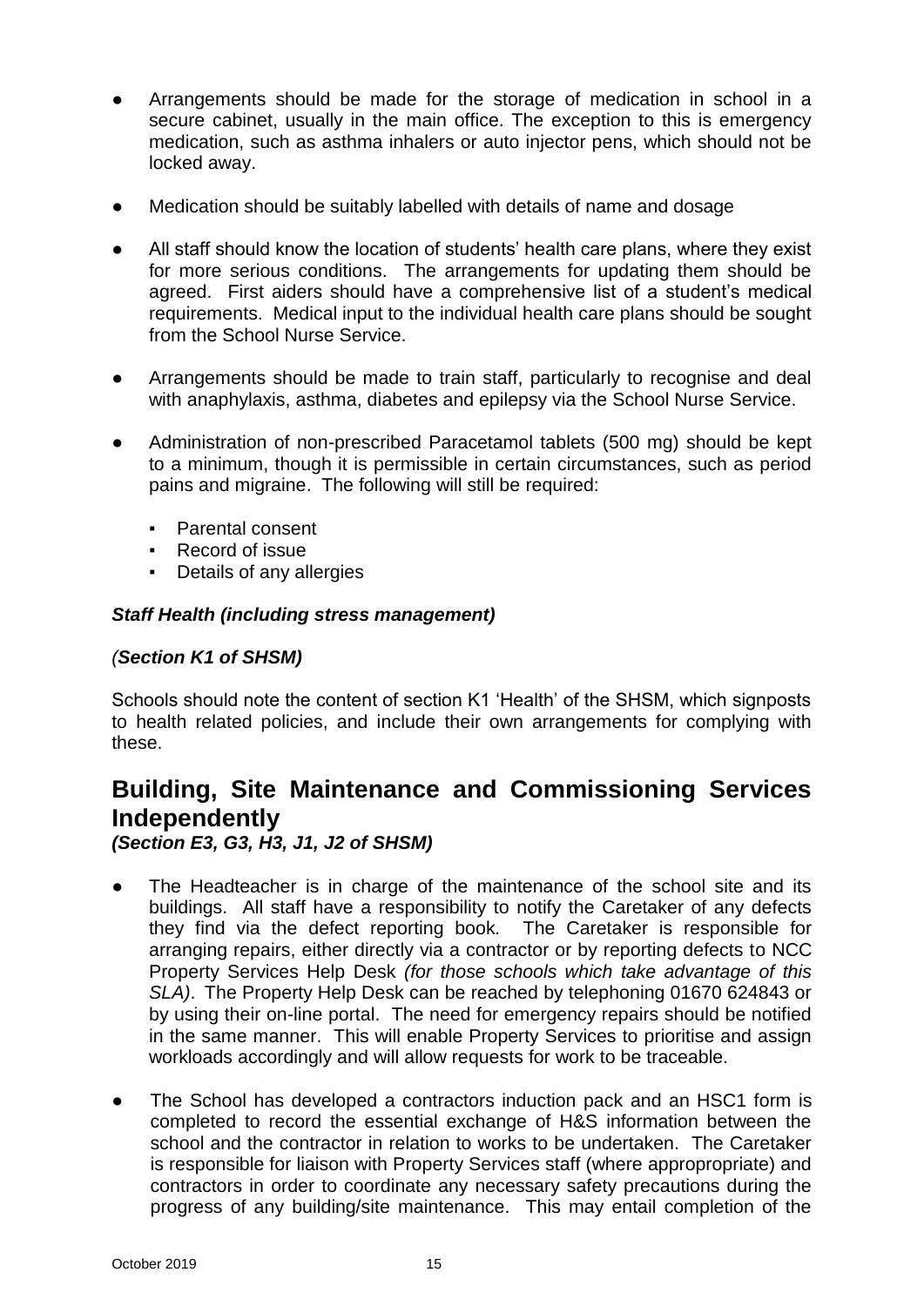- Arrangements should be made for the storage of medication in school in a secure cabinet, usually in the main office. The exception to this is emergency medication, such as asthma inhalers or auto injector pens, which should not be locked away.
- Medication should be suitably labelled with details of name and dosage
- All staff should know the location of students' health care plans, where they exist for more serious conditions. The arrangements for updating them should be agreed. First aiders should have a comprehensive list of a student's medical requirements. Medical input to the individual health care plans should be sought from the School Nurse Service.
- Arrangements should be made to train staff, particularly to recognise and deal with anaphylaxis, asthma, diabetes and epilepsy via the School Nurse Service.
- Administration of non-prescribed Paracetamol tablets (500 mg) should be kept to a minimum, though it is permissible in certain circumstances, such as period pains and migraine. The following will still be required:
    - Parental consent
    - Record of issue
    - Details of any allergies

***Staff Health (including stress management)***

*(**Section K1 of SHSM)***

Schools should note the content of section K1 'Health' of the SHSM, which signposts to health related policies, and include their own arrangements for complying with these.

## Building, Site Maintenance and Commissioning Services Independently

***(Section E3, G3, H3, J1, J2 of SHSM)***

- The Headteacher is in charge of the maintenance of the school site and its buildings. All staff have a responsibility to notify the Caretaker of any defects they find via the defect reporting book. The Caretaker is responsible for arranging repairs, either directly via a contractor or by reporting defects to NCC Property Services Help Desk *(for those schools which take advantage of this SLA)*. The Property Help Desk can be reached by telephoning 01670 624843 or by using their on-line portal. The need for emergency repairs should be notified in the same manner. This will enable Property Services to prioritise and assign workloads accordingly and will allow requests for work to be traceable.
- The School has developed a contractors induction pack and an HSC1 form is completed to record the essential exchange of H&S information between the school and the contractor in relation to works to be undertaken. The Caretaker is responsible for liaison with Property Services staff (where appropropriate) and contractors in order to coordinate any necessary safety precautions during the progress of any building/site maintenance. This may entail completion of the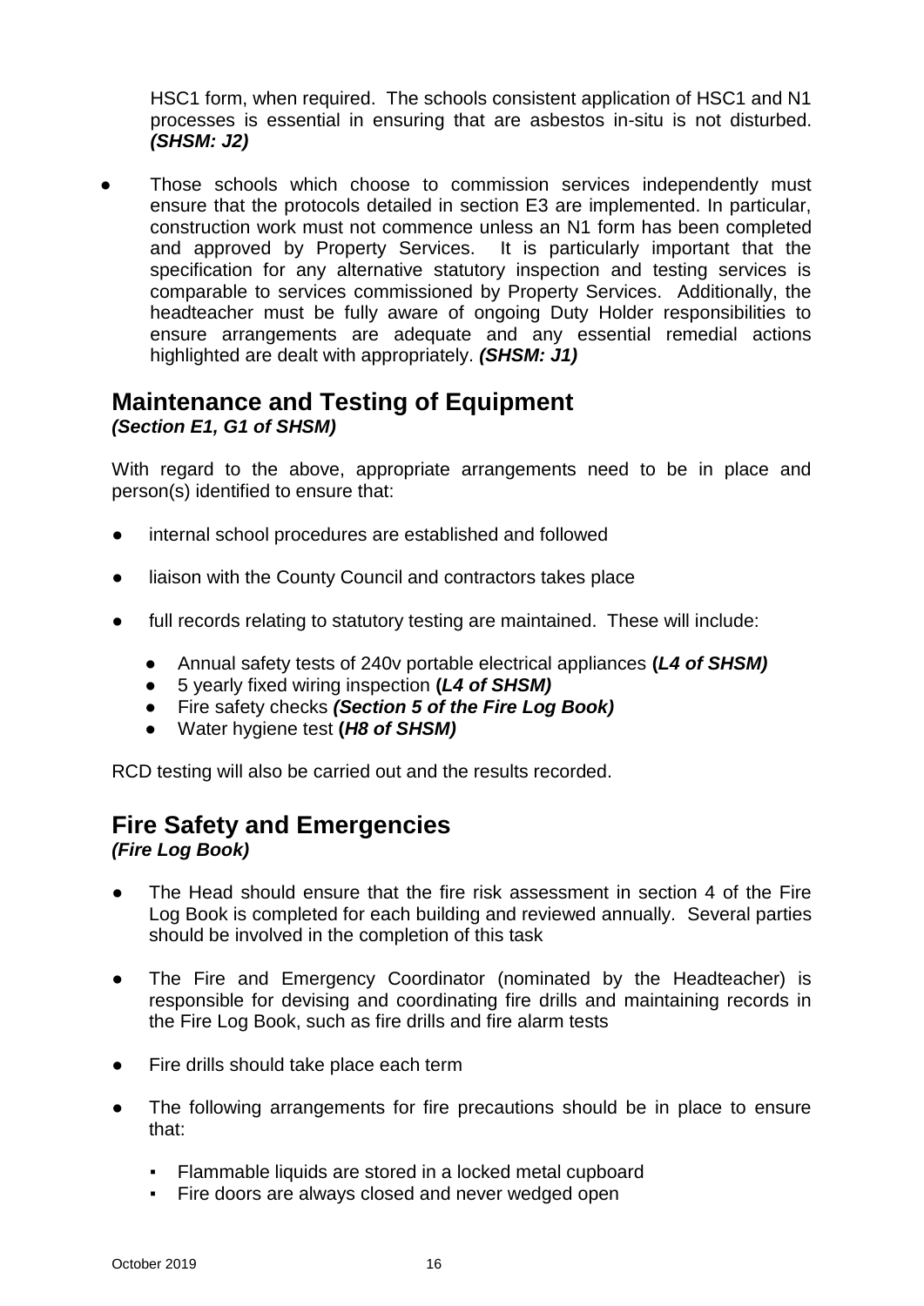HSC1 form, when required. The schools consistent application of HSC1 and N1 processes is essential in ensuring that are asbestos in-situ is not disturbed. ***(SHSM: J2)***

- Those schools which choose to commission services independently must ensure that the protocols detailed in section E3 are implemented. In particular, construction work must not commence unless an N1 form has been completed and approved by Property Services. It is particularly important that the specification for any alternative statutory inspection and testing services is comparable to services commissioned by Property Services. Additionally, the headteacher must be fully aware of ongoing Duty Holder responsibilities to ensure arrangements are adequate and any essential remedial actions highlighted are dealt with appropriately. ***(SHSM: J1)***

## Maintenance and Testing of Equipment

***(Section E1, G1 of SHSM)***

With regard to the above, appropriate arrangements need to be in place and person(s) identified to ensure that:

- internal school procedures are established and followed
- liaison with the County Council and contractors takes place
- full records relating to statutory testing are maintained. These will include:
  - Annual safety tests of 240v portable electrical appliances **(*L4 of SHSM)***
  - 5 yearly fixed wiring inspection **(*L4 of SHSM)***
  - Fire safety checks ***(Section 5 of the Fire Log Book)***
  - Water hygiene test **(*H8 of SHSM)***

RCD testing will also be carried out and the results recorded.

## Fire Safety and Emergencies

***(Fire Log Book)***

- The Head should ensure that the fire risk assessment in section 4 of the Fire Log Book is completed for each building and reviewed annually. Several parties should be involved in the completion of this task
- The Fire and Emergency Coordinator (nominated by the Headteacher) is responsible for devising and coordinating fire drills and maintaining records in the Fire Log Book, such as fire drills and fire alarm tests
- Fire drills should take place each term
- The following arrangements for fire precautions should be in place to ensure that:
  - Flammable liquids are stored in a locked metal cupboard
  - Fire doors are always closed and never wedged open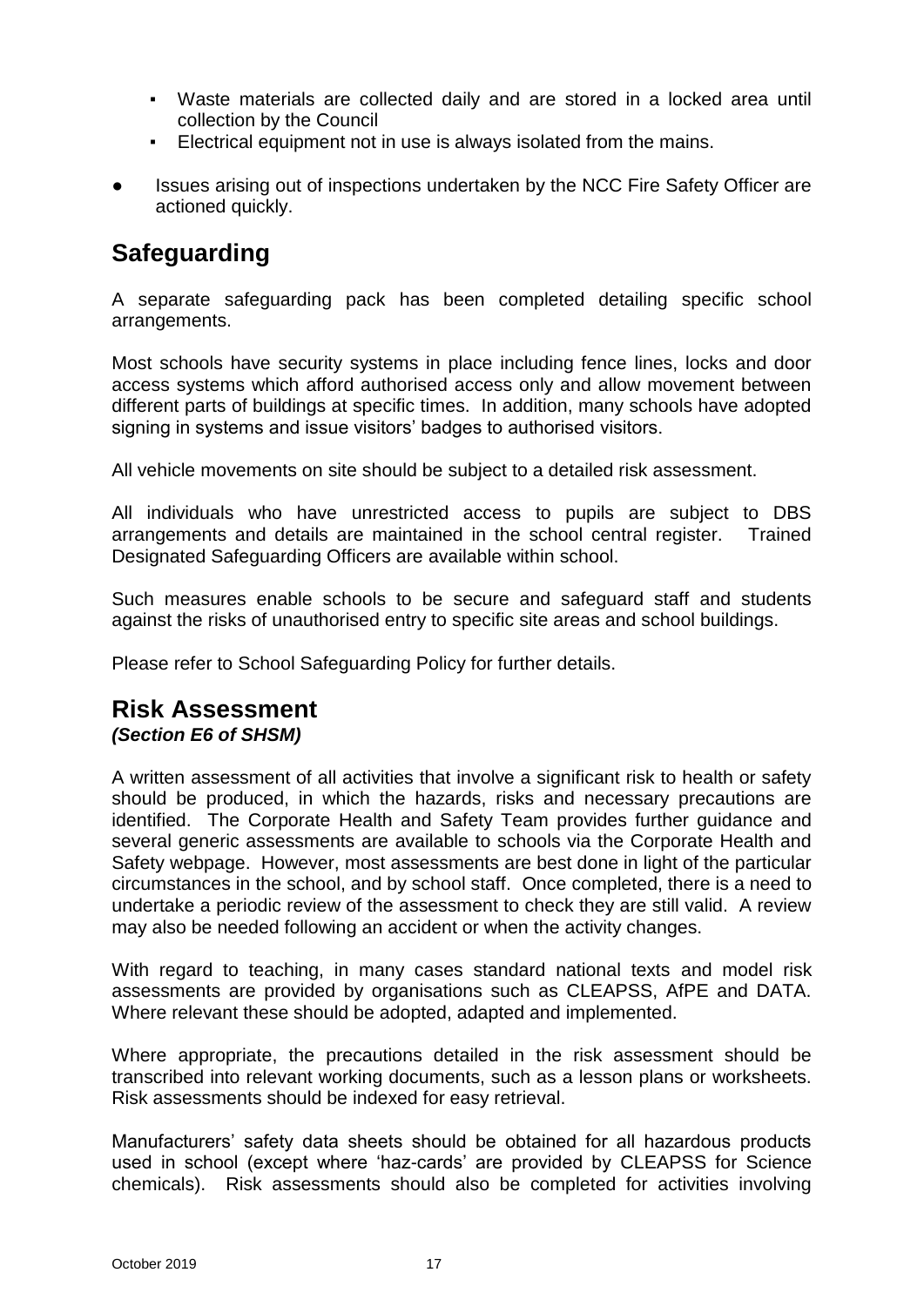- Waste materials are collected daily and are stored in a locked area until collection by the Council
   - Electrical equipment not in use is always isolated from the mains.

- Issues arising out of inspections undertaken by the NCC Fire Safety Officer are actioned quickly.

## Safeguarding

A separate safeguarding pack has been completed detailing specific school arrangements.

Most schools have security systems in place including fence lines, locks and door access systems which afford authorised access only and allow movement between different parts of buildings at specific times. In addition, many schools have adopted signing in systems and issue visitors' badges to authorised visitors.

All vehicle movements on site should be subject to a detailed risk assessment.

All individuals who have unrestricted access to pupils are subject to DBS arrangements and details are maintained in the school central register. Trained Designated Safeguarding Officers are available within school.

Such measures enable schools to be secure and safeguard staff and students against the risks of unauthorised entry to specific site areas and school buildings.

Please refer to School Safeguarding Policy for further details.

## Risk Assessment

***(Section E6 of SHSM)***

A written assessment of all activities that involve a significant risk to health or safety should be produced, in which the hazards, risks and necessary precautions are identified. The Corporate Health and Safety Team provides further guidance and several generic assessments are available to schools via the Corporate Health and Safety webpage. However, most assessments are best done in light of the particular circumstances in the school, and by school staff. Once completed, there is a need to undertake a periodic review of the assessment to check they are still valid. A review may also be needed following an accident or when the activity changes.

With regard to teaching, in many cases standard national texts and model risk assessments are provided by organisations such as CLEAPSS, AfPE and DATA. Where relevant these should be adopted, adapted and implemented.

Where appropriate, the precautions detailed in the risk assessment should be transcribed into relevant working documents, such as a lesson plans or worksheets. Risk assessments should be indexed for easy retrieval.

Manufacturers' safety data sheets should be obtained for all hazardous products used in school (except where 'haz-cards' are provided by CLEAPSS for Science chemicals). Risk assessments should also be completed for activities involving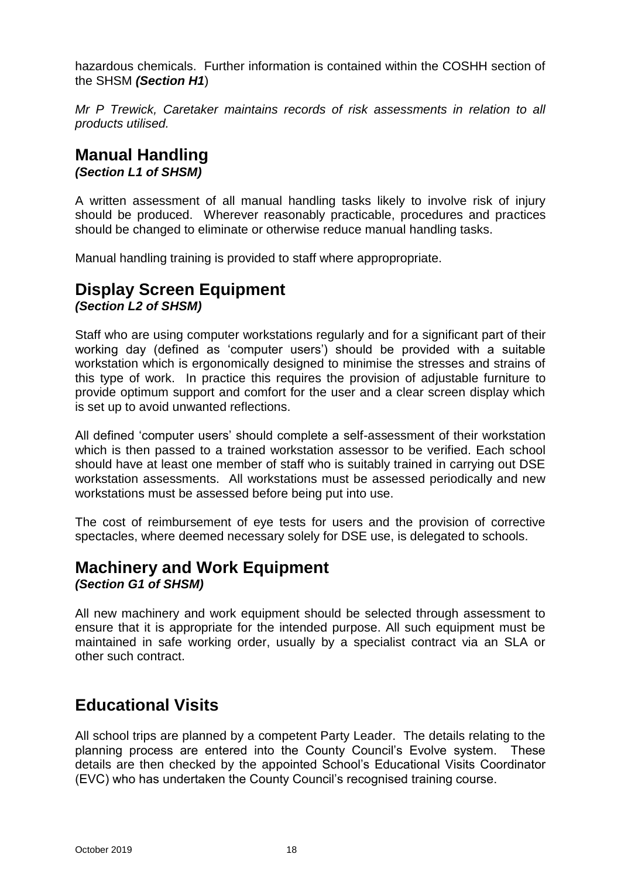hazardous chemicals. Further information is contained within the COSHH section of the SHSM ***(Section H1***)

*Mr P Trewick, Caretaker maintains records of risk assessments in relation to all products utilised.*

## Manual Handling

***(Section L1 of SHSM)***

A written assessment of all manual handling tasks likely to involve risk of injury should be produced. Wherever reasonably practicable, procedures and practices should be changed to eliminate or otherwise reduce manual handling tasks.

Manual handling training is provided to staff where appropropriate.

## Display Screen Equipment

***(Section L2 of SHSM)***

Staff who are using computer workstations regularly and for a significant part of their working day (defined as 'computer users') should be provided with a suitable workstation which is ergonomically designed to minimise the stresses and strains of this type of work. In practice this requires the provision of adjustable furniture to provide optimum support and comfort for the user and a clear screen display which is set up to avoid unwanted reflections.

All defined 'computer users' should complete a self-assessment of their workstation which is then passed to a trained workstation assessor to be verified. Each school should have at least one member of staff who is suitably trained in carrying out DSE workstation assessments. All workstations must be assessed periodically and new workstations must be assessed before being put into use.

The cost of reimbursement of eye tests for users and the provision of corrective spectacles, where deemed necessary solely for DSE use, is delegated to schools.

## Machinery and Work Equipment

***(Section G1 of SHSM)***

All new machinery and work equipment should be selected through assessment to ensure that it is appropriate for the intended purpose. All such equipment must be maintained in safe working order, usually by a specialist contract via an SLA or other such contract.

## Educational Visits

All school trips are planned by a competent Party Leader. The details relating to the planning process are entered into the County Council's Evolve system. These details are then checked by the appointed School's Educational Visits Coordinator (EVC) who has undertaken the County Council's recognised training course.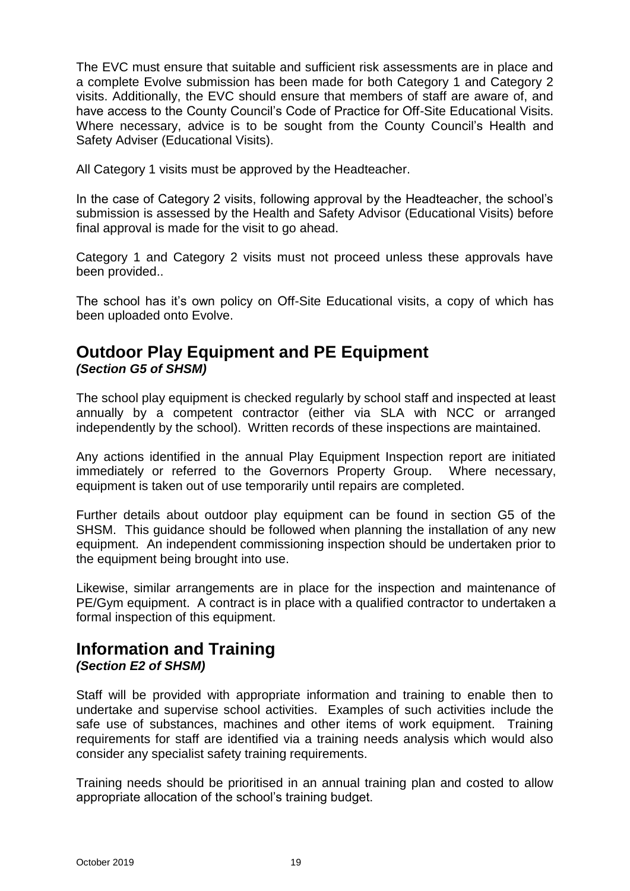The EVC must ensure that suitable and sufficient risk assessments are in place and a complete Evolve submission has been made for both Category 1 and Category 2 visits. Additionally, the EVC should ensure that members of staff are aware of, and have access to the County Council's Code of Practice for Off-Site Educational Visits. Where necessary, advice is to be sought from the County Council's Health and Safety Adviser (Educational Visits).

All Category 1 visits must be approved by the Headteacher.

In the case of Category 2 visits, following approval by the Headteacher, the school's submission is assessed by the Health and Safety Advisor (Educational Visits) before final approval is made for the visit to go ahead.

Category 1 and Category 2 visits must not proceed unless these approvals have been provided..

The school has it's own policy on Off-Site Educational visits, a copy of which has been uploaded onto Evolve.

## Outdoor Play Equipment and PE Equipment
***(Section G5 of SHSM)***

The school play equipment is checked regularly by school staff and inspected at least annually by a competent contractor (either via SLA with NCC or arranged independently by the school). Written records of these inspections are maintained.

Any actions identified in the annual Play Equipment Inspection report are initiated immediately or referred to the Governors Property Group. Where necessary, equipment is taken out of use temporarily until repairs are completed.

Further details about outdoor play equipment can be found in section G5 of the SHSM. This guidance should be followed when planning the installation of any new equipment. An independent commissioning inspection should be undertaken prior to the equipment being brought into use.

Likewise, similar arrangements are in place for the inspection and maintenance of PE/Gym equipment. A contract is in place with a qualified contractor to undertaken a formal inspection of this equipment.

## Information and Training
***(Section E2 of SHSM)***

Staff will be provided with appropriate information and training to enable then to undertake and supervise school activities. Examples of such activities include the safe use of substances, machines and other items of work equipment. Training requirements for staff are identified via a training needs analysis which would also consider any specialist safety training requirements.

Training needs should be prioritised in an annual training plan and costed to allow appropriate allocation of the school's training budget.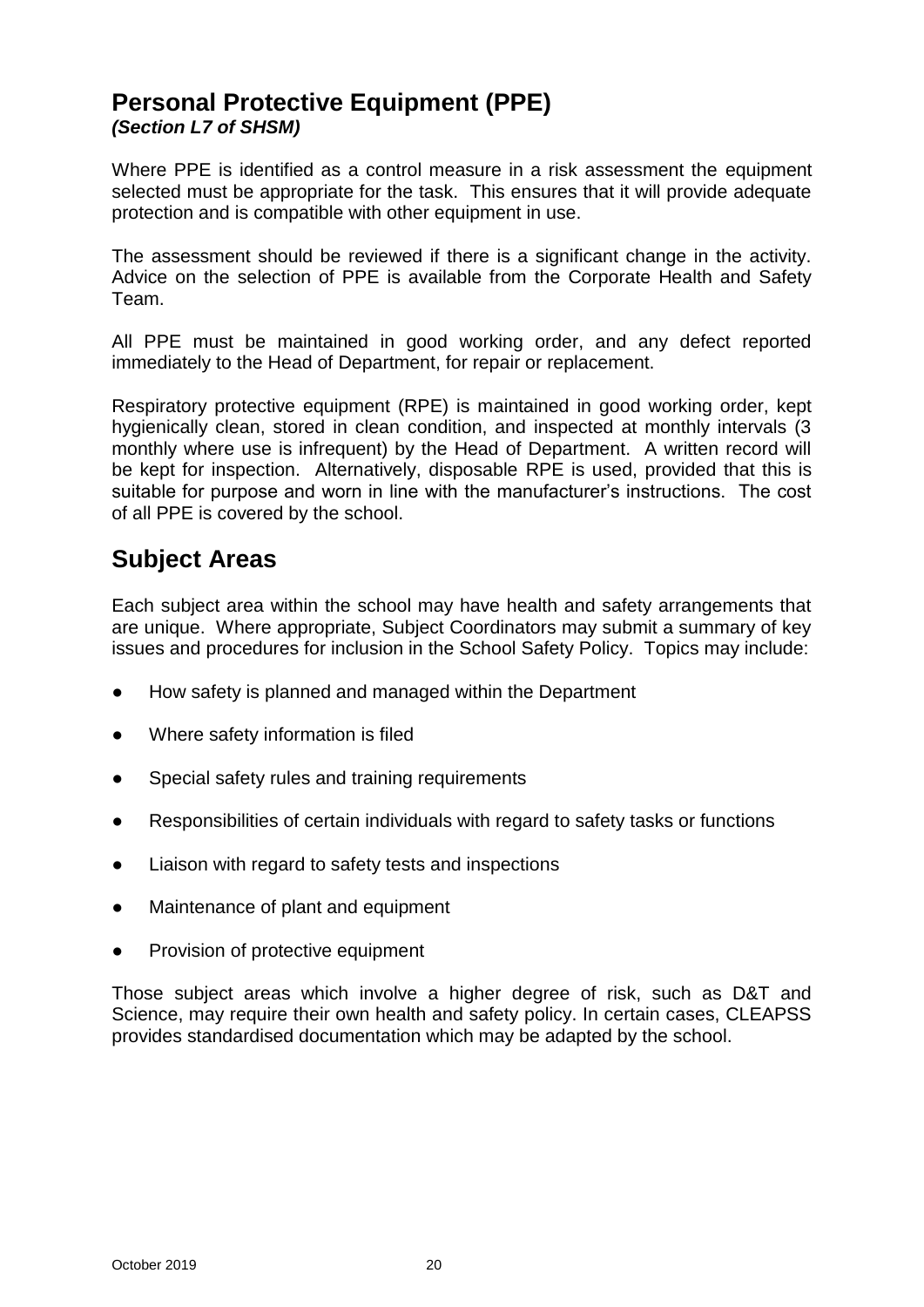## Personal Protective Equipment (PPE)

***(Section L7 of SHSM)***

Where PPE is identified as a control measure in a risk assessment the equipment selected must be appropriate for the task. This ensures that it will provide adequate protection and is compatible with other equipment in use.

The assessment should be reviewed if there is a significant change in the activity. Advice on the selection of PPE is available from the Corporate Health and Safety Team.

All PPE must be maintained in good working order, and any defect reported immediately to the Head of Department, for repair or replacement.

Respiratory protective equipment (RPE) is maintained in good working order, kept hygienically clean, stored in clean condition, and inspected at monthly intervals (3 monthly where use is infrequent) by the Head of Department. A written record will be kept for inspection. Alternatively, disposable RPE is used, provided that this is suitable for purpose and worn in line with the manufacturer's instructions. The cost of all PPE is covered by the school.

## Subject Areas

Each subject area within the school may have health and safety arrangements that are unique. Where appropriate, Subject Coordinators may submit a summary of key issues and procedures for inclusion in the School Safety Policy. Topics may include:

- How safety is planned and managed within the Department
- Where safety information is filed
- Special safety rules and training requirements
- Responsibilities of certain individuals with regard to safety tasks or functions
- Liaison with regard to safety tests and inspections
- Maintenance of plant and equipment
- Provision of protective equipment

Those subject areas which involve a higher degree of risk, such as D&T and Science, may require their own health and safety policy. In certain cases, CLEAPSS provides standardised documentation which may be adapted by the school.